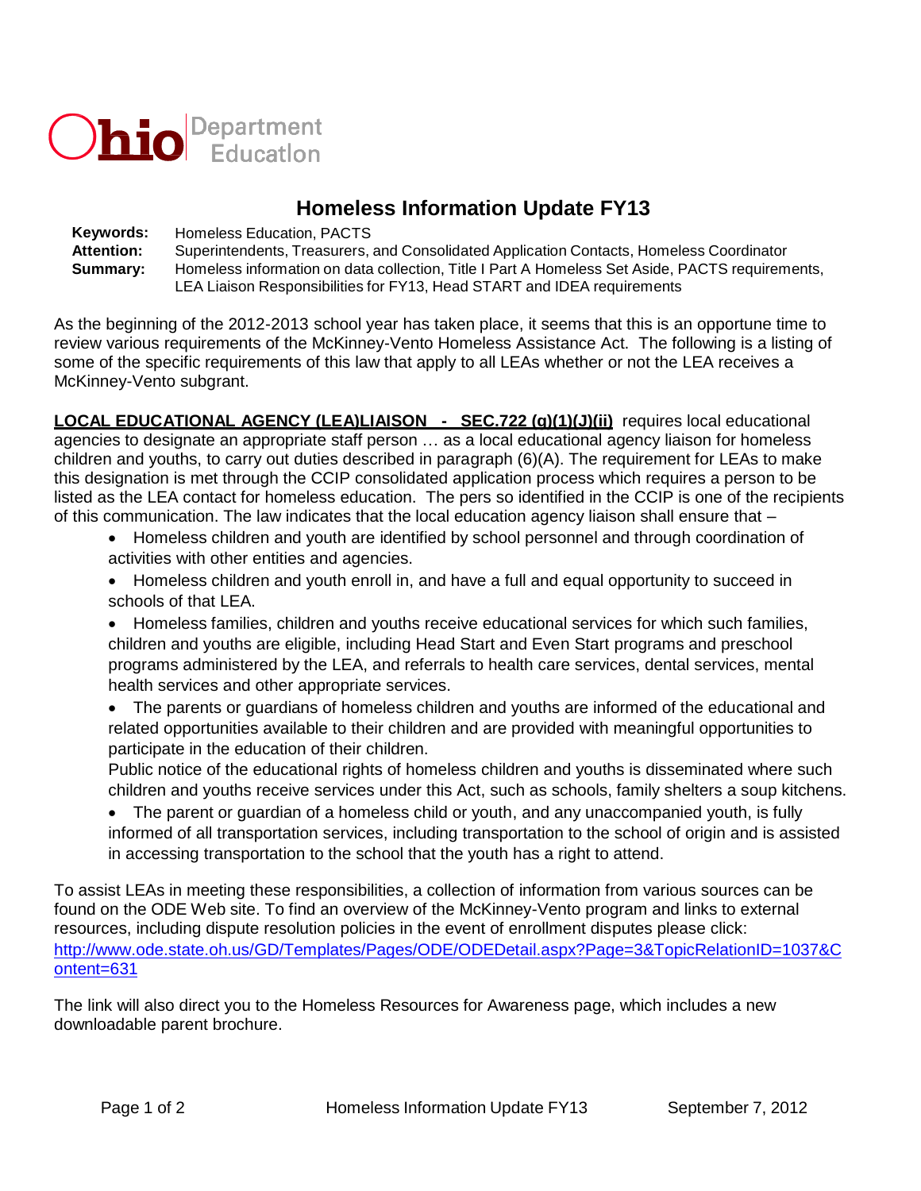Ohio Department of Education

# Homeless Information Update FY13

**Keywords:** Homeless Education, PACTS
**Attention:** Superintendents, Treasurers, and Consolidated Application Contacts, Homeless Coordinator
**Summary:** Homeless information on data collection, Title I Part A Homeless Set Aside, PACTS requirements, LEA Liaison Responsibilities for FY13, Head START and IDEA requirements

As the beginning of the 2012-2013 school year has taken place, it seems that this is an opportune time to review various requirements of the McKinney-Vento Homeless Assistance Act. The following is a listing of some of the specific requirements of this law that apply to all LEAs whether or not the LEA receives a McKinney-Vento subgrant.

**LOCAL EDUCATIONAL AGENCY (LEA)LIAISON - SEC.722 (g)(1)(J)(ii)** requires local educational agencies to designate an appropriate staff person … as a local educational agency liaison for homeless children and youths, to carry out duties described in paragraph (6)(A). The requirement for LEAs to make this designation is met through the CCIP consolidated application process which requires a person to be listed as the LEA contact for homeless education. The pers so identified in the CCIP is one of the recipients of this communication. The law indicates that the local education agency liaison shall ensure that –

- Homeless children and youth are identified by school personnel and through coordination of activities with other entities and agencies.
- Homeless children and youth enroll in, and have a full and equal opportunity to succeed in schools of that LEA.
- Homeless families, children and youths receive educational services for which such families, children and youths are eligible, including Head Start and Even Start programs and preschool programs administered by the LEA, and referrals to health care services, dental services, mental health services and other appropriate services.
- The parents or guardians of homeless children and youths are informed of the educational and related opportunities available to their children and are provided with meaningful opportunities to participate in the education of their children.
  Public notice of the educational rights of homeless children and youths is disseminated where such children and youths receive services under this Act, such as schools, family shelters a soup kitchens.
- The parent or guardian of a homeless child or youth, and any unaccompanied youth, is fully informed of all transportation services, including transportation to the school of origin and is assisted in accessing transportation to the school that the youth has a right to attend.

To assist LEAs in meeting these responsibilities, a collection of information from various sources can be found on the ODE Web site. To find an overview of the McKinney-Vento program and links to external resources, including dispute resolution policies in the event of enrollment disputes please click:
http://www.ode.state.oh.us/GD/Templates/Pages/ODE/ODEDetail.aspx?Page=3&TopicRelationID=1037&Content=631

The link will also direct you to the Homeless Resources for Awareness page, which includes a new downloadable parent brochure.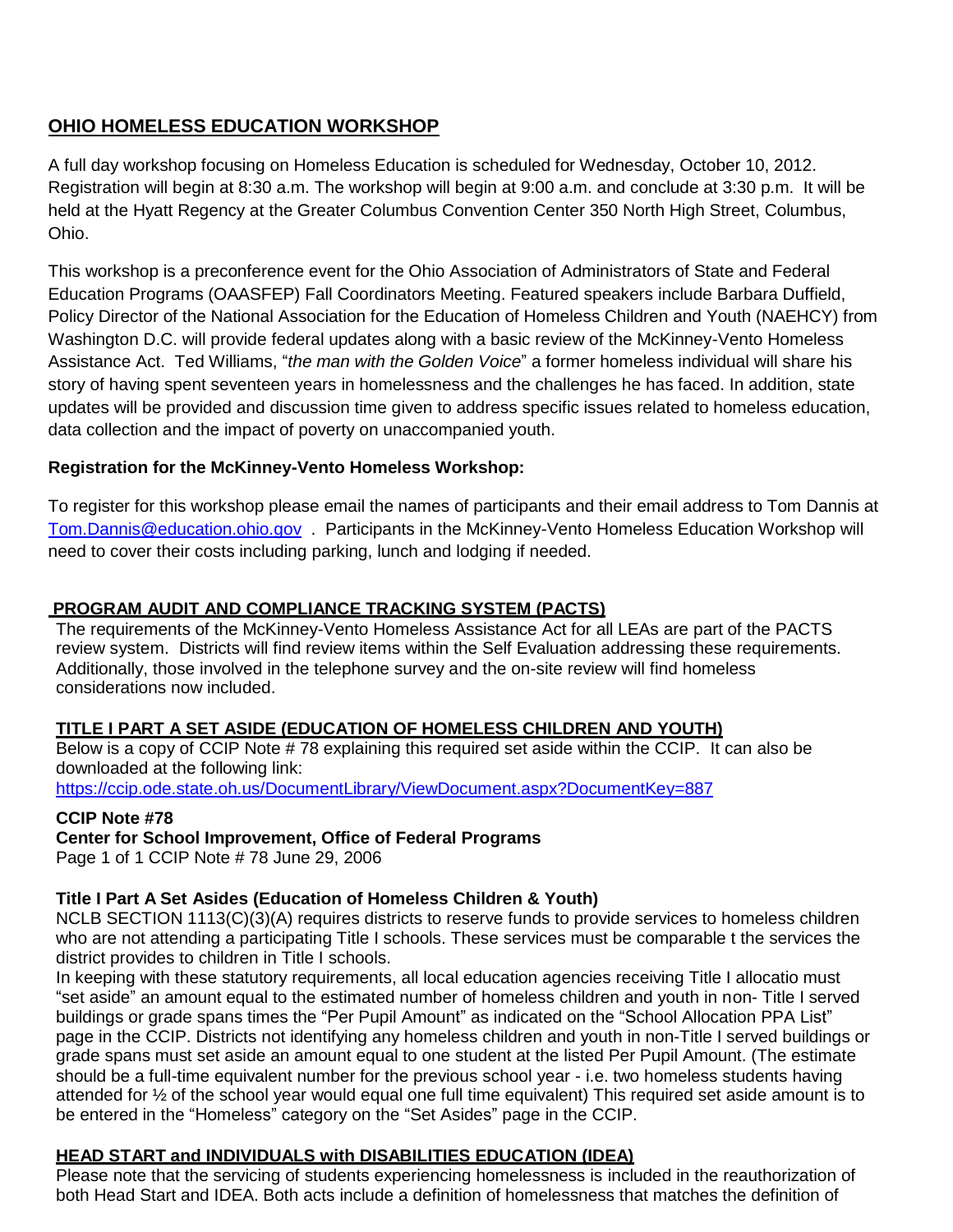## OHIO HOMELESS EDUCATION WORKSHOP

A full day workshop focusing on Homeless Education is scheduled for Wednesday, October 10, 2012. Registration will begin at 8:30 a.m. The workshop will begin at 9:00 a.m. and conclude at 3:30 p.m. It will be held at the Hyatt Regency at the Greater Columbus Convention Center 350 North High Street, Columbus, Ohio.

This workshop is a preconference event for the Ohio Association of Administrators of State and Federal Education Programs (OAASFEP) Fall Coordinators Meeting. Featured speakers include Barbara Duffield, Policy Director of the National Association for the Education of Homeless Children and Youth (NAEHCY) from Washington D.C. will provide federal updates along with a basic review of the McKinney-Vento Homeless Assistance Act. Ted Williams, "*the man with the Golden Voice*" a former homeless individual will share his story of having spent seventeen years in homelessness and the challenges he has faced. In addition, state updates will be provided and discussion time given to address specific issues related to homeless education, data collection and the impact of poverty on unaccompanied youth.

**Registration for the McKinney-Vento Homeless Workshop:**

To register for this workshop please email the names of participants and their email address to Tom Dannis at Tom.Dannis@education.ohio.gov . Participants in the McKinney-Vento Homeless Education Workshop will need to cover their costs including parking, lunch and lodging if needed.

## PROGRAM AUDIT AND COMPLIANCE TRACKING SYSTEM (PACTS)

The requirements of the McKinney-Vento Homeless Assistance Act for all LEAs are part of the PACTS review system. Districts will find review items within the Self Evaluation addressing these requirements. Additionally, those involved in the telephone survey and the on-site review will find homeless considerations now included.

## TITLE I PART A SET ASIDE (EDUCATION OF HOMELESS CHILDREN AND YOUTH)

Below is a copy of CCIP Note # 78 explaining this required set aside within the CCIP. It can also be downloaded at the following link:
https://ccip.ode.state.oh.us/DocumentLibrary/ViewDocument.aspx?DocumentKey=887

**CCIP Note #78**
**Center for School Improvement, Office of Federal Programs**
Page 1 of 1 CCIP Note # 78 June 29, 2006

**Title I Part A Set Asides (Education of Homeless Children & Youth)**

NCLB SECTION 1113(C)(3)(A) requires districts to reserve funds to provide services to homeless children who are not attending a participating Title I schools. These services must be comparable t the services the district provides to children in Title I schools.

In keeping with these statutory requirements, all local education agencies receiving Title I allocatio must "set aside" an amount equal to the estimated number of homeless children and youth in non- Title I served buildings or grade spans times the "Per Pupil Amount" as indicated on the "School Allocation PPA List" page in the CCIP. Districts not identifying any homeless children and youth in non-Title I served buildings or grade spans must set aside an amount equal to one student at the listed Per Pupil Amount. (The estimate should be a full-time equivalent number for the previous school year - i.e. two homeless students having attended for ½ of the school year would equal one full time equivalent) This required set aside amount is to be entered in the "Homeless" category on the "Set Asides" page in the CCIP.

## HEAD START and INDIVIDUALS with DISABILITIES EDUCATION (IDEA)

Please note that the servicing of students experiencing homelessness is included in the reauthorization of both Head Start and IDEA. Both acts include a definition of homelessness that matches the definition of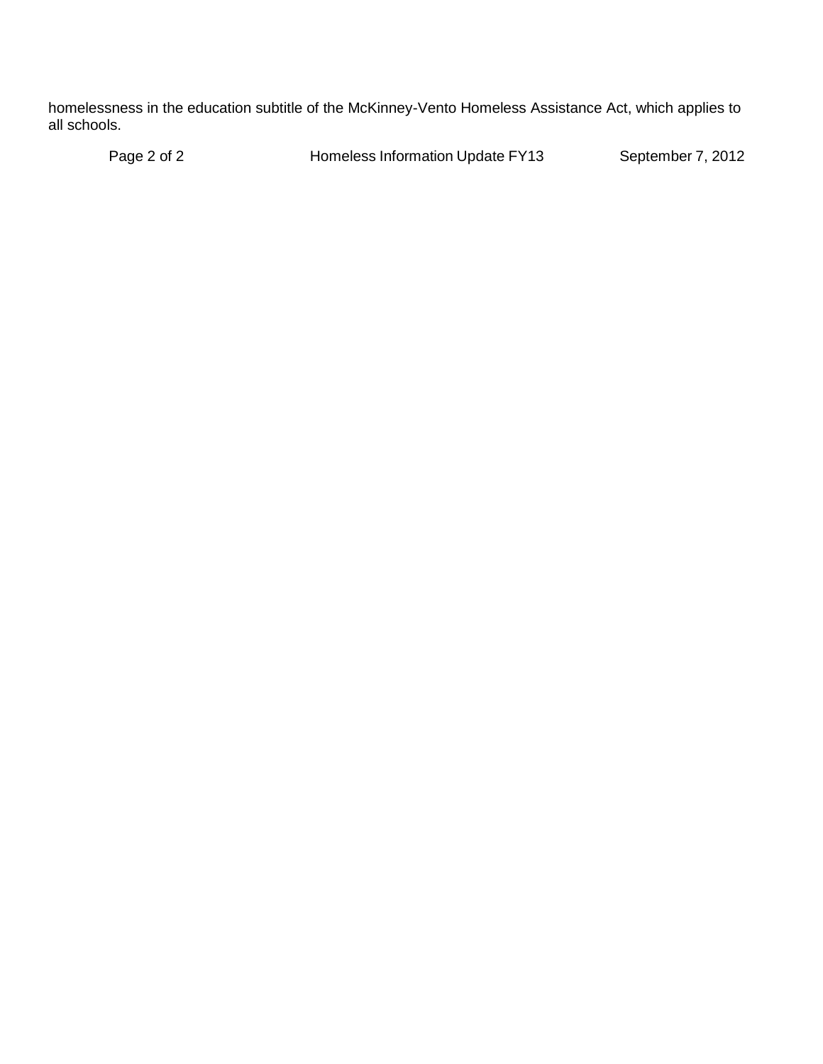homelessness in the education subtitle of the McKinney-Vento Homeless Assistance Act, which applies to all schools.